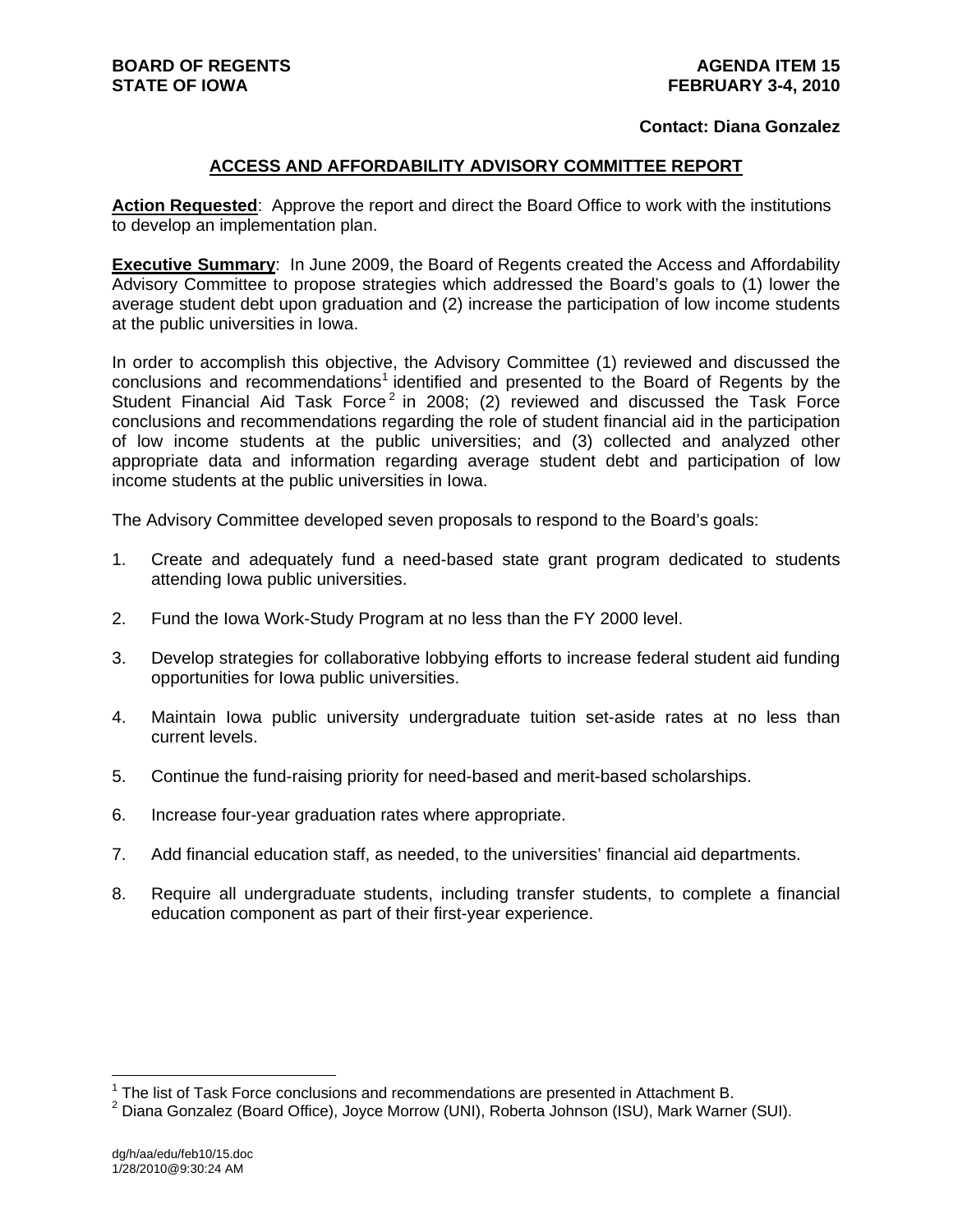**BOARD OF REGENTS**
**STATE OF IOWA**

**AGENDA ITEM 15**
**FEBRUARY 3-4, 2010**

**Contact: Diana Gonzalez**

## ACCESS AND AFFORDABILITY ADVISORY COMMITTEE REPORT

**Action Requested**: Approve the report and direct the Board Office to work with the institutions to develop an implementation plan.

**Executive Summary**: In June 2009, the Board of Regents created the Access and Affordability Advisory Committee to propose strategies which addressed the Board's goals to (1) lower the average student debt upon graduation and (2) increase the participation of low income students at the public universities in Iowa.

In order to accomplish this objective, the Advisory Committee (1) reviewed and discussed the conclusions and recommendations[1] identified and presented to the Board of Regents by the Student Financial Aid Task Force[2] in 2008; (2) reviewed and discussed the Task Force conclusions and recommendations regarding the role of student financial aid in the participation of low income students at the public universities; and (3) collected and analyzed other appropriate data and information regarding average student debt and participation of low income students at the public universities in Iowa.

The Advisory Committee developed seven proposals to respond to the Board's goals:

1. Create and adequately fund a need-based state grant program dedicated to students attending Iowa public universities.

2. Fund the Iowa Work-Study Program at no less than the FY 2000 level.

3. Develop strategies for collaborative lobbying efforts to increase federal student aid funding opportunities for Iowa public universities.

4. Maintain Iowa public university undergraduate tuition set-aside rates at no less than current levels.

5. Continue the fund-raising priority for need-based and merit-based scholarships.

6. Increase four-year graduation rates where appropriate.

7. Add financial education staff, as needed, to the universities' financial aid departments.

8. Require all undergraduate students, including transfer students, to complete a financial education component as part of their first-year experience.

---

[1] The list of Task Force conclusions and recommendations are presented in Attachment B.

[2] Diana Gonzalez (Board Office), Joyce Morrow (UNI), Roberta Johnson (ISU), Mark Warner (SUI).

dg/h/aa/edu/feb10/15.doc
1/28/2010@9:30:24 AM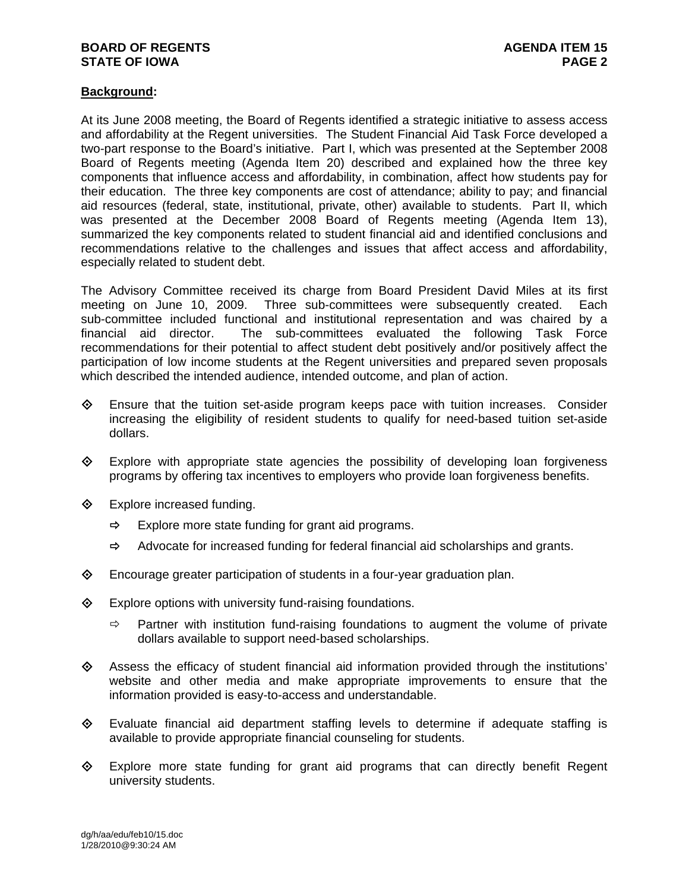**Background:**

At its June 2008 meeting, the Board of Regents identified a strategic initiative to assess access and affordability at the Regent universities. The Student Financial Aid Task Force developed a two-part response to the Board's initiative. Part I, which was presented at the September 2008 Board of Regents meeting (Agenda Item 20) described and explained how the three key components that influence access and affordability, in combination, affect how students pay for their education. The three key components are cost of attendance; ability to pay; and financial aid resources (federal, state, institutional, private, other) available to students. Part II, which was presented at the December 2008 Board of Regents meeting (Agenda Item 13), summarized the key components related to student financial aid and identified conclusions and recommendations relative to the challenges and issues that affect access and affordability, especially related to student debt.

The Advisory Committee received its charge from Board President David Miles at its first meeting on June 10, 2009. Three sub-committees were subsequently created. Each sub-committee included functional and institutional representation and was chaired by a financial aid director. The sub-committees evaluated the following Task Force recommendations for their potential to affect student debt positively and/or positively affect the participation of low income students at the Regent universities and prepared seven proposals which described the intended audience, intended outcome, and plan of action.

- Ensure that the tuition set-aside program keeps pace with tuition increases. Consider increasing the eligibility of resident students to qualify for need-based tuition set-aside dollars.
- Explore with appropriate state agencies the possibility of developing loan forgiveness programs by offering tax incentives to employers who provide loan forgiveness benefits.
- Explore increased funding.
  - Explore more state funding for grant aid programs.
  - Advocate for increased funding for federal financial aid scholarships and grants.
- Encourage greater participation of students in a four-year graduation plan.
- Explore options with university fund-raising foundations.
  - Partner with institution fund-raising foundations to augment the volume of private dollars available to support need-based scholarships.
- Assess the efficacy of student financial aid information provided through the institutions' website and other media and make appropriate improvements to ensure that the information provided is easy-to-access and understandable.
- Evaluate financial aid department staffing levels to determine if adequate staffing is available to provide appropriate financial counseling for students.
- Explore more state funding for grant aid programs that can directly benefit Regent university students.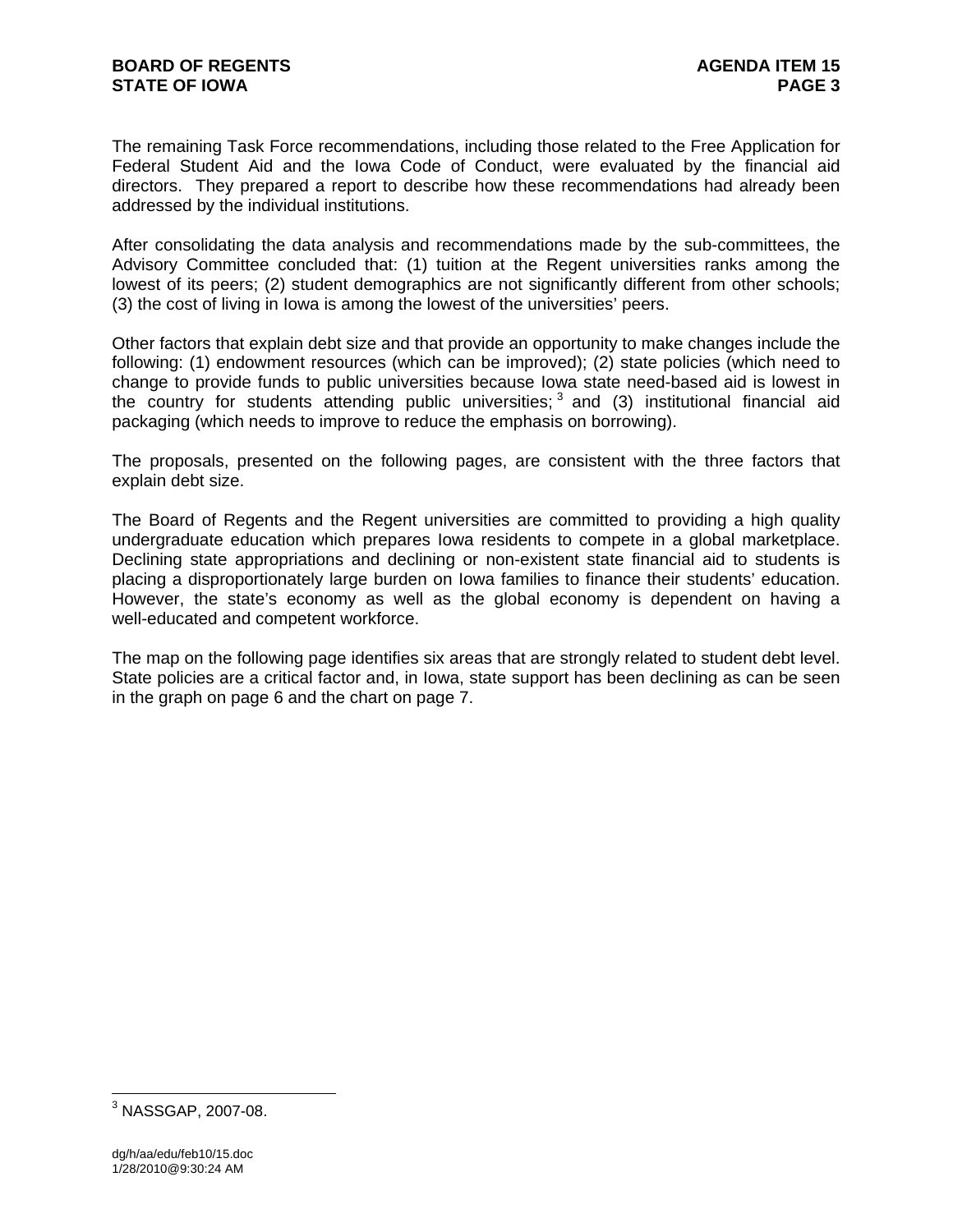The remaining Task Force recommendations, including those related to the Free Application for Federal Student Aid and the Iowa Code of Conduct, were evaluated by the financial aid directors. They prepared a report to describe how these recommendations had already been addressed by the individual institutions.

After consolidating the data analysis and recommendations made by the sub-committees, the Advisory Committee concluded that: (1) tuition at the Regent universities ranks among the lowest of its peers; (2) student demographics are not significantly different from other schools; (3) the cost of living in Iowa is among the lowest of the universities' peers.

Other factors that explain debt size and that provide an opportunity to make changes include the following: (1) endowment resources (which can be improved); (2) state policies (which need to change to provide funds to public universities because Iowa state need-based aid is lowest in the country for students attending public universities;[3] and (3) institutional financial aid packaging (which needs to improve to reduce the emphasis on borrowing).

The proposals, presented on the following pages, are consistent with the three factors that explain debt size.

The Board of Regents and the Regent universities are committed to providing a high quality undergraduate education which prepares Iowa residents to compete in a global marketplace. Declining state appropriations and declining or non-existent state financial aid to students is placing a disproportionately large burden on Iowa families to finance their students' education. However, the state's economy as well as the global economy is dependent on having a well-educated and competent workforce.

The map on the following page identifies six areas that are strongly related to student debt level. State policies are a critical factor and, in Iowa, state support has been declining as can be seen in the graph on page 6 and the chart on page 7.

[3] NASSGAP, 2007-08.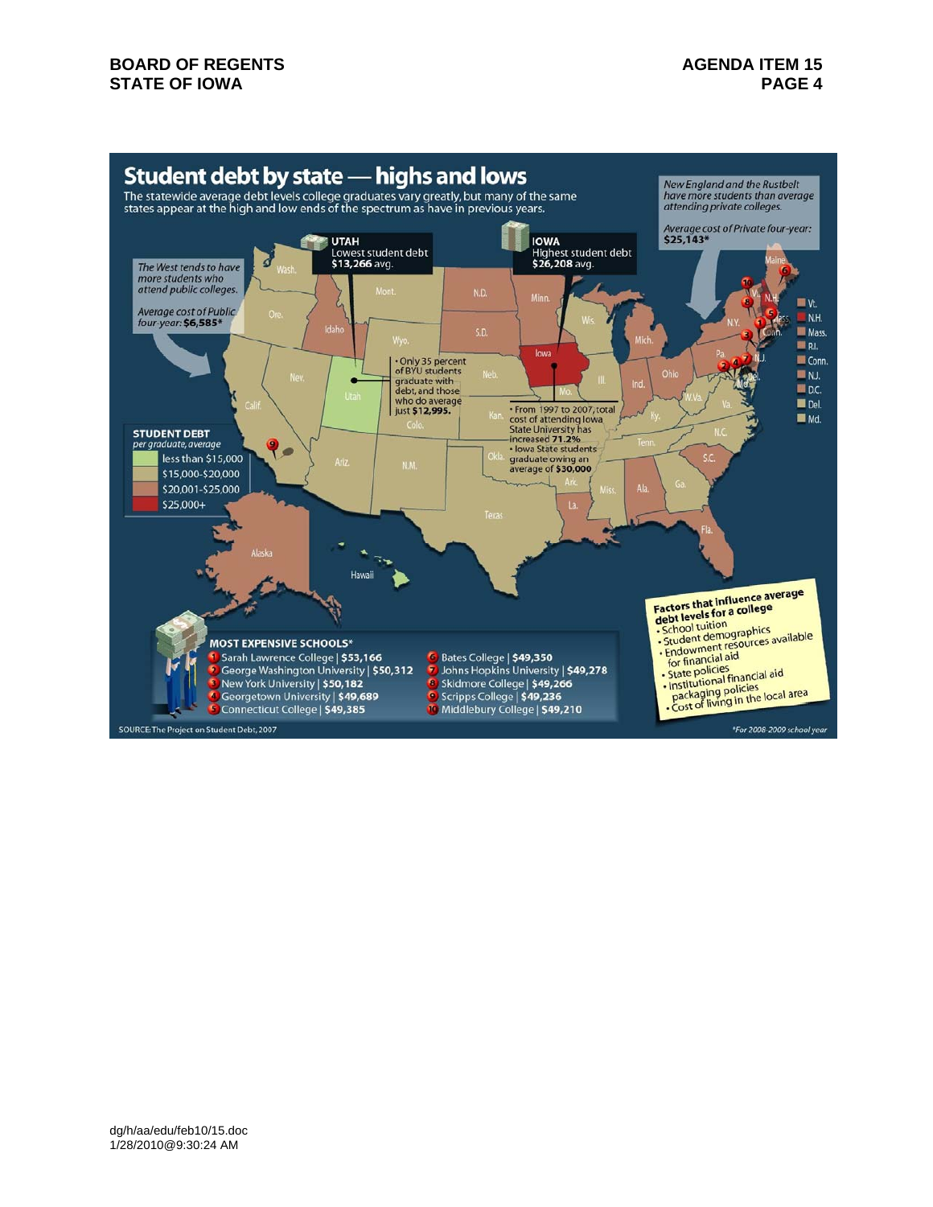# Student debt by state — highs and lows

The statewide average debt levels college graduates vary greatly, but many of the same states appear at the high and low ends of the spectrum as have in previous years.

*New England and the Rustbelt have more students than average attending private colleges.*

*Average cost of Private four-year:* **$25,143***

*The West tends to have more students who attend public colleges.*

*Average cost of Public four-year:* **$6,585***

**UTAH**
Lowest student debt
**$13,266** avg.

**IOWA**
Highest student debt
**$26,208** avg.

- Only 35 percent of BYU students graduate with debt, and those who do average just **$12,995.**

- From 1997 to 2007, total cost of attending Iowa State University has increased **71.2%**
- Iowa State students graduate owing an average of **$30,000**

**STUDENT DEBT**
*per graduate, average*

- less than $15,000
- $15,000-$20,000
- $20,001-$25,000
- $25,000+

**MOST EXPENSIVE SCHOOLS***

1. Sarah Lawrence College | **$53,166**
2. George Washington University | **$50,312**
3. New York University | **$50,182**
4. Georgetown University | **$49,689**
5. Connecticut College | **$49,385**
6. Bates College | **$49,350**
7. Johns Hopkins University | **$49,278**
8. Skidmore College | **$49,266**
9. Scripps College | **$49,236**
10. Middlebury College | **$49,210**

**Factors that influence average debt levels for a college**

- School tuition
- Student demographics
- Endowment resources available for financial aid
- State policies
- Institutional financial aid packaging policies
- Cost of living in the local area

SOURCE: The Project on Student Debt, 2007

*For 2008-2009 school year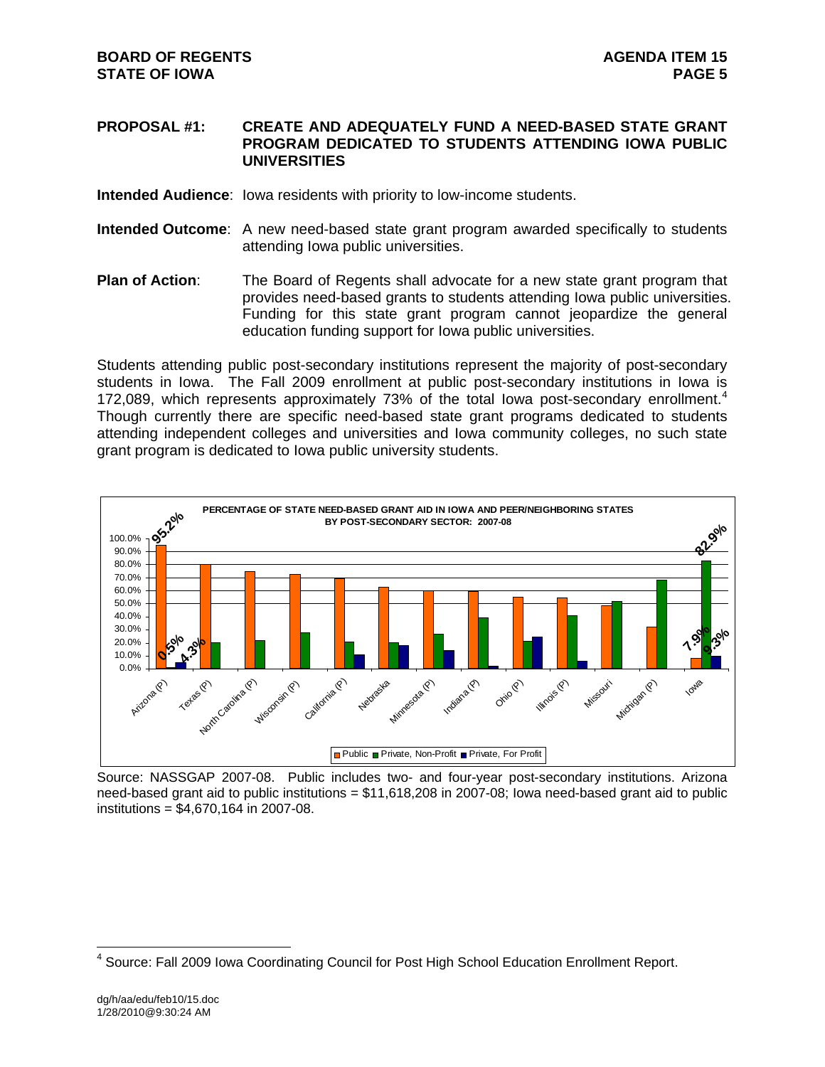**PROPOSAL #1: CREATE AND ADEQUATELY FUND A NEED-BASED STATE GRANT PROGRAM DEDICATED TO STUDENTS ATTENDING IOWA PUBLIC UNIVERSITIES**

**Intended Audience**: Iowa residents with priority to low-income students.

**Intended Outcome**: A new need-based state grant program awarded specifically to students attending Iowa public universities.

**Plan of Action**: The Board of Regents shall advocate for a new state grant program that provides need-based grants to students attending Iowa public universities. Funding for this state grant program cannot jeopardize the general education funding support for Iowa public universities.

Students attending public post-secondary institutions represent the majority of post-secondary students in Iowa. The Fall 2009 enrollment at public post-secondary institutions in Iowa is 172,089, which represents approximately 73% of the total Iowa post-secondary enrollment.[4] Though currently there are specific need-based state grant programs dedicated to students attending independent colleges and universities and Iowa community colleges, no such state grant program is dedicated to Iowa public university students.

**PERCENTAGE OF STATE NEED-BASED GRANT AID IN IOWA AND PEER/NEIGHBORING STATES BY POST-SECONDARY SECTOR: 2007-08**

| State | Public | Private, Non-Profit | Private, For Profit |
|---|---|---|---|
| Arizona (P) | 95.2% | 0.5% | 4.3% |
| Texas (P) | | | |
| North Carolina (P) | | | |
| Wisconsin (P) | | | |
| California (P) | | | |
| Nebraska | | | |
| Minnesota (P) | | | |
| Indiana (P) | | | |
| Ohio (P) | | | |
| Illinois (P) | | | |
| Missouri | | | |
| Michigan (P) | | | |
| Iowa | 7.9% | 82.9% | 9.3% |

Source: NASSGAP 2007-08. Public includes two- and four-year post-secondary institutions. Arizona need-based grant aid to public institutions = $11,618,208 in 2007-08; Iowa need-based grant aid to public institutions = $4,670,164 in 2007-08.

---

[4] Source: Fall 2009 Iowa Coordinating Council for Post High School Education Enrollment Report.

dg/h/aa/edu/feb10/15.doc
1/28/2010@9:30:24 AM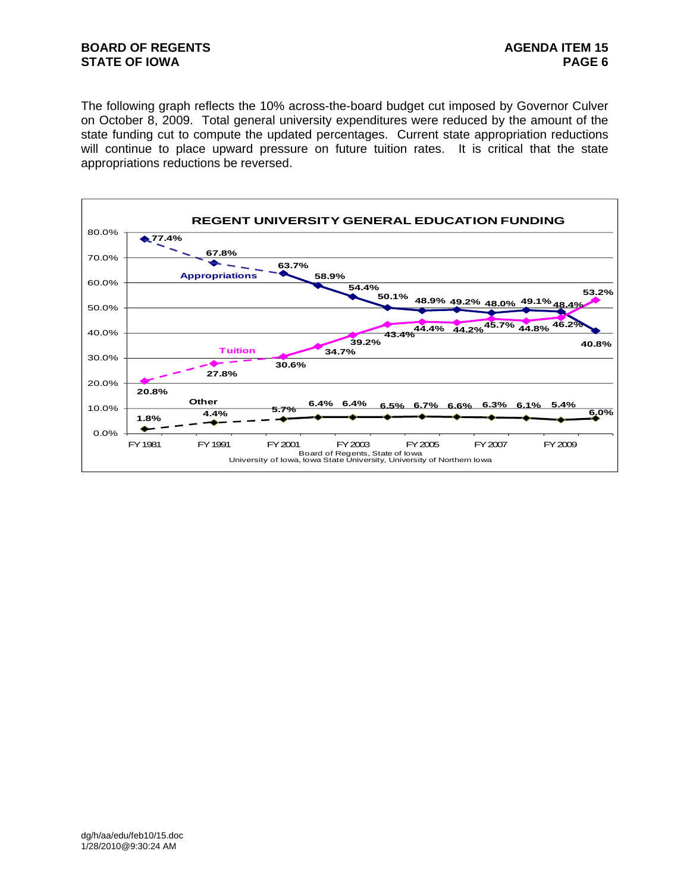The following graph reflects the 10% across-the-board budget cut imposed by Governor Culver on October 8, 2009. Total general university expenditures were reduced by the amount of the state funding cut to compute the updated percentages. Current state appropriation reductions will continue to place upward pressure on future tuition rates. It is critical that the state appropriations reductions be reversed.

**REGENT UNIVERSITY GENERAL EDUCATION FUNDING**

| | FY 1981 | FY 1991 | FY 2001 | FY 2002 | FY 2003 | FY 2004 | FY 2005 | FY 2006 | FY 2007 | FY 2008 | FY 2009 | FY 2010 |
|---|---|---|---|---|---|---|---|---|---|---|---|---|
| Appropriations | 77.4% | 67.8% | 63.7% | 58.9% | 54.4% | 50.1% | 48.9% | 49.2% | 48.0% | 49.1% | 48.4% | 40.8% |
| Tuition | 20.8% | 27.8% | 30.6% | 34.7% | 39.2% | 43.4% | 44.4% | 44.2% | 45.7% | 44.8% | 46.2% | 53.2% |
| Other | 1.8% | 4.4% | 5.7% | 6.4% | 6.4% | 6.5% | 6.7% | 6.6% | 6.3% | 6.1% | 5.4% | 6.0% |

Board of Regents, State of Iowa
University of Iowa, Iowa State University, University of Northern Iowa

dg/h/aa/edu/feb10/15.doc
1/28/2010@9:30:24 AM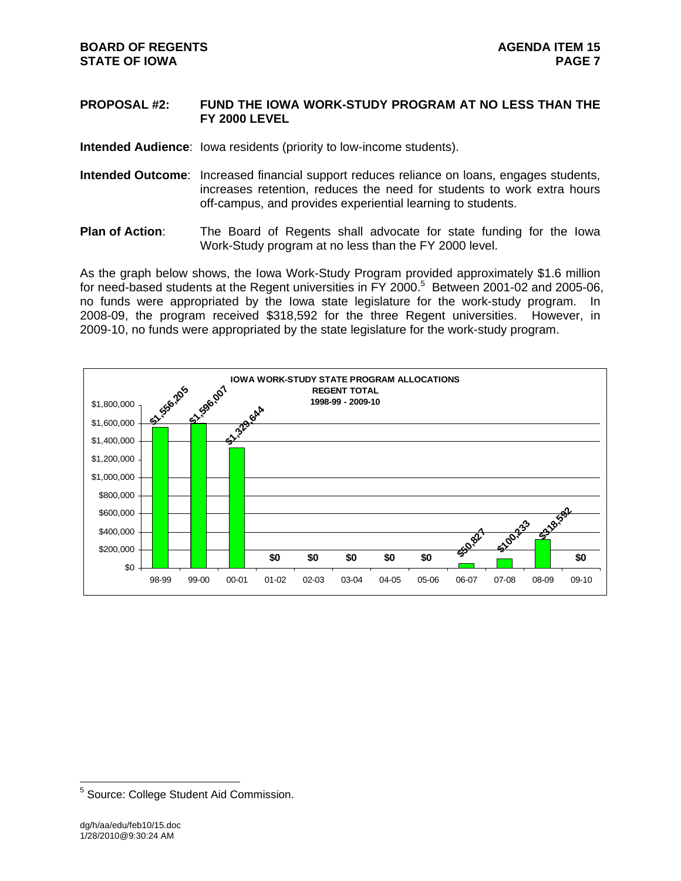**PROPOSAL #2: FUND THE IOWA WORK-STUDY PROGRAM AT NO LESS THAN THE FY 2000 LEVEL**

**Intended Audience**: Iowa residents (priority to low-income students).

**Intended Outcome**: Increased financial support reduces reliance on loans, engages students, increases retention, reduces the need for students to work extra hours off-campus, and provides experiential learning to students.

**Plan of Action**: The Board of Regents shall advocate for state funding for the Iowa Work-Study program at no less than the FY 2000 level.

As the graph below shows, the Iowa Work-Study Program provided approximately $1.6 million for need-based students at the Regent universities in FY 2000.[5] Between 2001-02 and 2005-06, no funds were appropriated by the Iowa state legislature for the work-study program. In 2008-09, the program received $318,592 for the three Regent universities. However, in 2009-10, no funds were appropriated by the state legislature for the work-study program.

**IOWA WORK-STUDY STATE PROGRAM ALLOCATIONS**
**REGENT TOTAL**
**1998-99 - 2009-10**

| Year | Allocation |
|---|---|
| 98-99 | $1,556,205 |
| 99-00 | $1,596,007 |
| 00-01 | $1,329,644 |
| 01-02 | $0 |
| 02-03 | $0 |
| 03-04 | $0 |
| 04-05 | $0 |
| 05-06 | $0 |
| 06-07 | $50,827 |
| 07-08 | $100,233 |
| 08-09 | $318,592 |
| 09-10 | $0 |

[5] Source: College Student Aid Commission.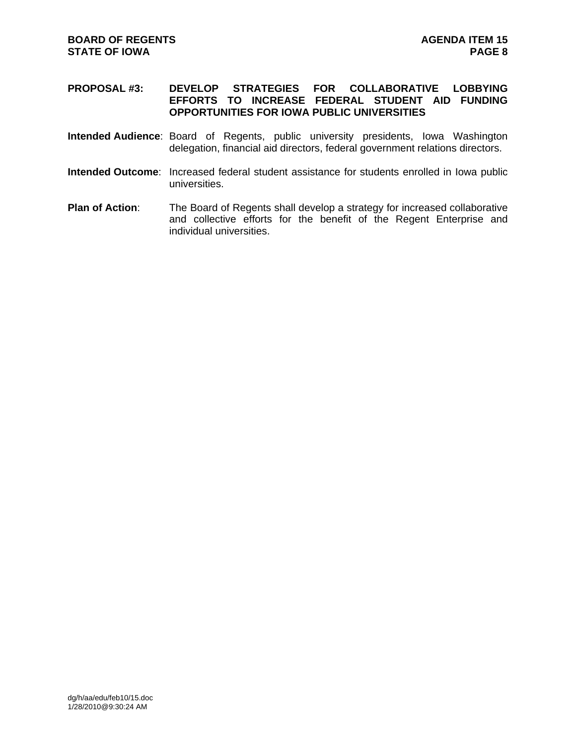**PROPOSAL #3: DEVELOP STRATEGIES FOR COLLABORATIVE LOBBYING EFFORTS TO INCREASE FEDERAL STUDENT AID FUNDING OPPORTUNITIES FOR IOWA PUBLIC UNIVERSITIES**

**Intended Audience**: Board of Regents, public university presidents, Iowa Washington delegation, financial aid directors, federal government relations directors.

**Intended Outcome**: Increased federal student assistance for students enrolled in Iowa public universities.

**Plan of Action**: The Board of Regents shall develop a strategy for increased collaborative and collective efforts for the benefit of the Regent Enterprise and individual universities.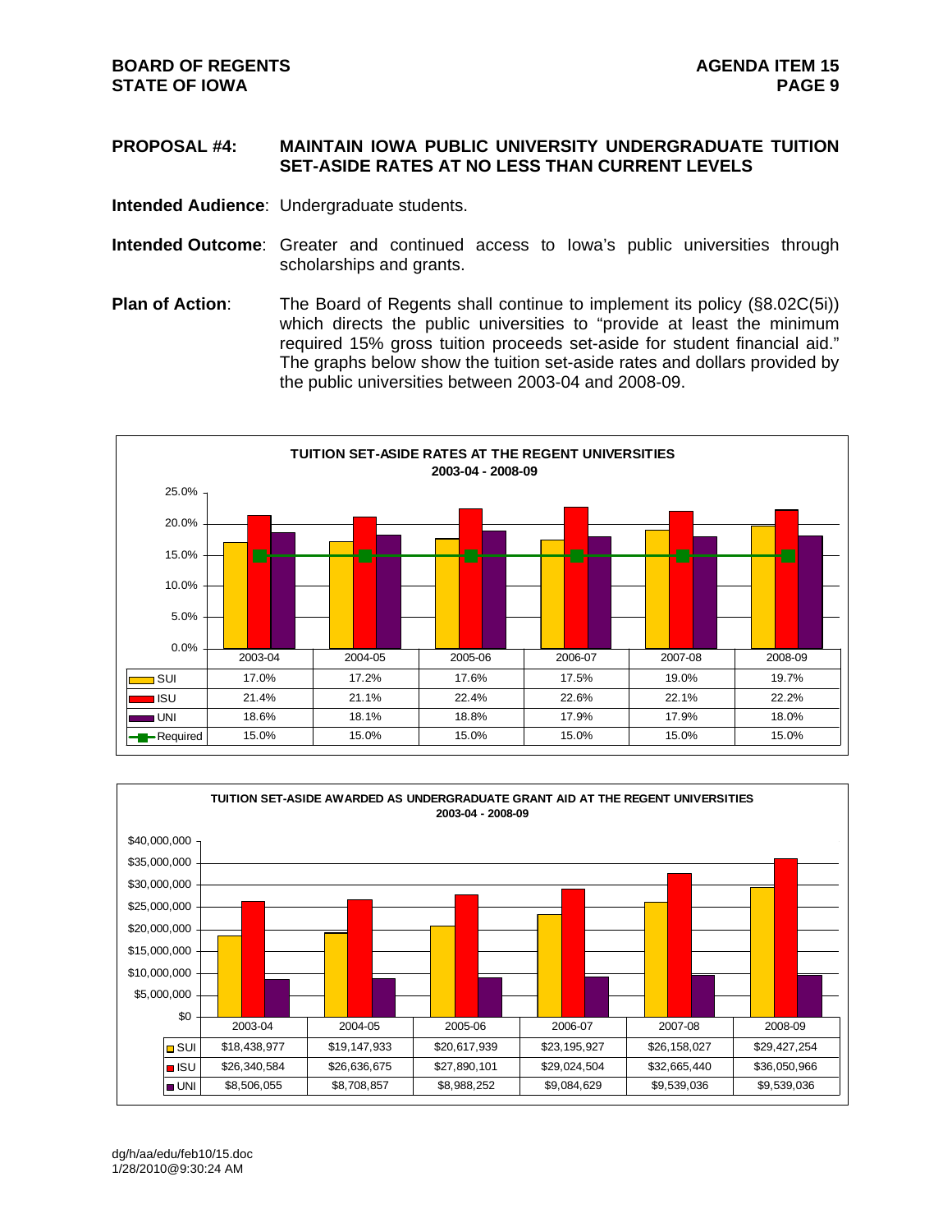**PROPOSAL #4: MAINTAIN IOWA PUBLIC UNIVERSITY UNDERGRADUATE TUITION SET-ASIDE RATES AT NO LESS THAN CURRENT LEVELS**

**Intended Audience**: Undergraduate students.

**Intended Outcome**: Greater and continued access to Iowa's public universities through scholarships and grants.

**Plan of Action**: The Board of Regents shall continue to implement its policy (§8.02C(5i)) which directs the public universities to "provide at least the minimum required 15% gross tuition proceeds set-aside for student financial aid." The graphs below show the tuition set-aside rates and dollars provided by the public universities between 2003-04 and 2008-09.

**TUITION SET-ASIDE RATES AT THE REGENT UNIVERSITIES**
**2003-04 - 2008-09**

| | 2003-04 | 2004-05 | 2005-06 | 2006-07 | 2007-08 | 2008-09 |
|---|---|---|---|---|---|---|
| SUI | 17.0% | 17.2% | 17.6% | 17.5% | 19.0% | 19.7% |
| ISU | 21.4% | 21.1% | 22.4% | 22.6% | 22.1% | 22.2% |
| UNI | 18.6% | 18.1% | 18.8% | 17.9% | 17.9% | 18.0% |
| Required | 15.0% | 15.0% | 15.0% | 15.0% | 15.0% | 15.0% |

**TUITION SET-ASIDE AWARDED AS UNDERGRADUATE GRANT AID AT THE REGENT UNIVERSITIES**
**2003-04 - 2008-09**

| | 2003-04 | 2004-05 | 2005-06 | 2006-07 | 2007-08 | 2008-09 |
|---|---|---|---|---|---|---|
| SUI | $18,438,977 | $19,147,933 | $20,617,939 | $23,195,927 | $26,158,027 | $29,427,254 |
| ISU | $26,340,584 | $26,636,675 | $27,890,101 | $29,024,504 | $32,665,440 | $36,050,966 |
| UNI | $8,506,055 | $8,708,857 | $8,988,252 | $9,084,629 | $9,539,036 | $9,539,036 |

dg/h/aa/edu/feb10/15.doc
1/28/2010@9:30:24 AM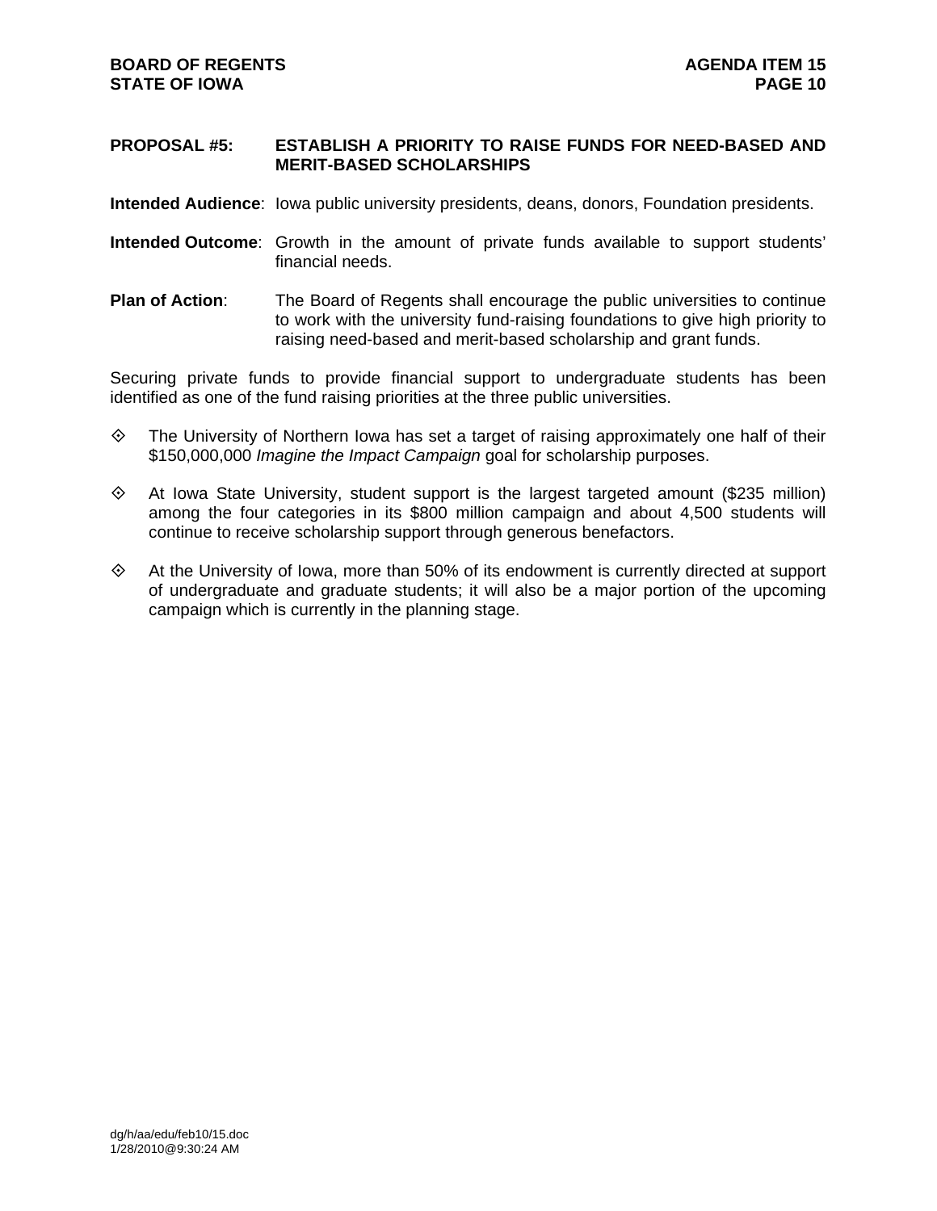## PROPOSAL #5: ESTABLISH A PRIORITY TO RAISE FUNDS FOR NEED-BASED AND MERIT-BASED SCHOLARSHIPS

**Intended Audience**: Iowa public university presidents, deans, donors, Foundation presidents.

**Intended Outcome**: Growth in the amount of private funds available to support students' financial needs.

**Plan of Action**: The Board of Regents shall encourage the public universities to continue to work with the university fund-raising foundations to give high priority to raising need-based and merit-based scholarship and grant funds.

Securing private funds to provide financial support to undergraduate students has been identified as one of the fund raising priorities at the three public universities.

- The University of Northern Iowa has set a target of raising approximately one half of their \$150,000,000 *Imagine the Impact Campaign* goal for scholarship purposes.
- At Iowa State University, student support is the largest targeted amount (\$235 million) among the four categories in its \$800 million campaign and about 4,500 students will continue to receive scholarship support through generous benefactors.
- At the University of Iowa, more than 50% of its endowment is currently directed at support of undergraduate and graduate students; it will also be a major portion of the upcoming campaign which is currently in the planning stage.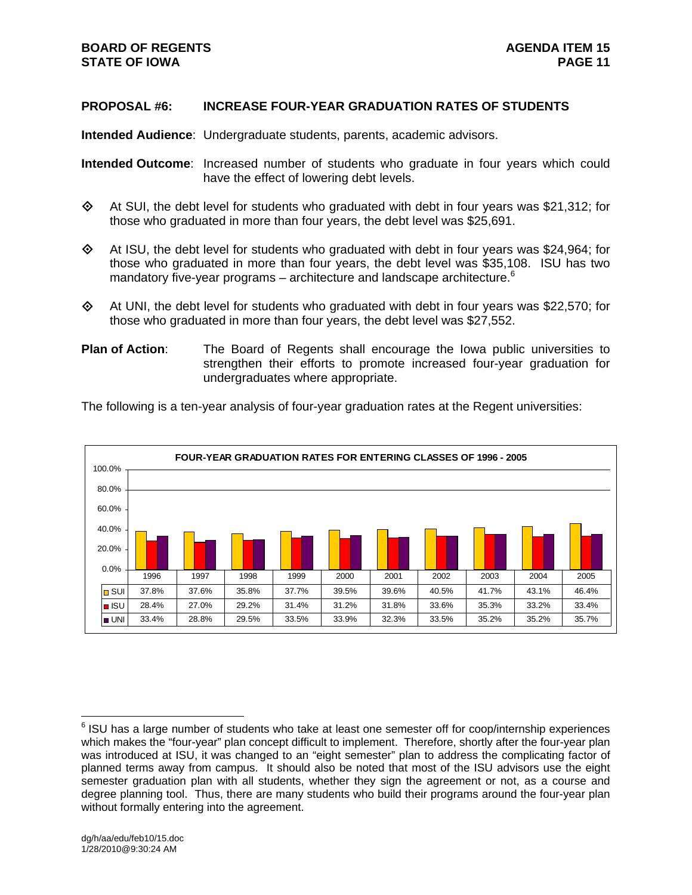## PROPOSAL #6: INCREASE FOUR-YEAR GRADUATION RATES OF STUDENTS

**Intended Audience**: Undergraduate students, parents, academic advisors.

**Intended Outcome**: Increased number of students who graduate in four years which could have the effect of lowering debt levels.

- At SUI, the debt level for students who graduated with debt in four years was $21,312; for those who graduated in more than four years, the debt level was $25,691.
- At ISU, the debt level for students who graduated with debt in four years was $24,964; for those who graduated in more than four years, the debt level was $35,108. ISU has two mandatory five-year programs – architecture and landscape architecture.[6]
- At UNI, the debt level for students who graduated with debt in four years was $22,570; for those who graduated in more than four years, the debt level was $27,552.

**Plan of Action**: The Board of Regents shall encourage the Iowa public universities to strengthen their efforts to promote increased four-year graduation for undergraduates where appropriate.

The following is a ten-year analysis of four-year graduation rates at the Regent universities:

**FOUR-YEAR GRADUATION RATES FOR ENTERING CLASSES OF 1996 - 2005**

| | 1996 | 1997 | 1998 | 1999 | 2000 | 2001 | 2002 | 2003 | 2004 | 2005 |
|---|---|---|---|---|---|---|---|---|---|---|
| SUI | 37.8% | 37.6% | 35.8% | 37.7% | 39.5% | 39.6% | 40.5% | 41.7% | 43.1% | 46.4% |
| ISU | 28.4% | 27.0% | 29.2% | 31.4% | 31.2% | 31.8% | 33.6% | 35.3% | 33.2% | 33.4% |
| UNI | 33.4% | 28.8% | 29.5% | 33.5% | 33.9% | 32.3% | 33.5% | 35.2% | 35.2% | 35.7% |

---

[6] ISU has a large number of students who take at least one semester off for coop/internship experiences which makes the "four-year" plan concept difficult to implement. Therefore, shortly after the four-year plan was introduced at ISU, it was changed to an "eight semester" plan to address the complicating factor of planned terms away from campus. It should also be noted that most of the ISU advisors use the eight semester graduation plan with all students, whether they sign the agreement or not, as a course and degree planning tool. Thus, there are many students who build their programs around the four-year plan without formally entering into the agreement.

dg/h/aa/edu/feb10/15.doc
1/28/2010@9:30:24 AM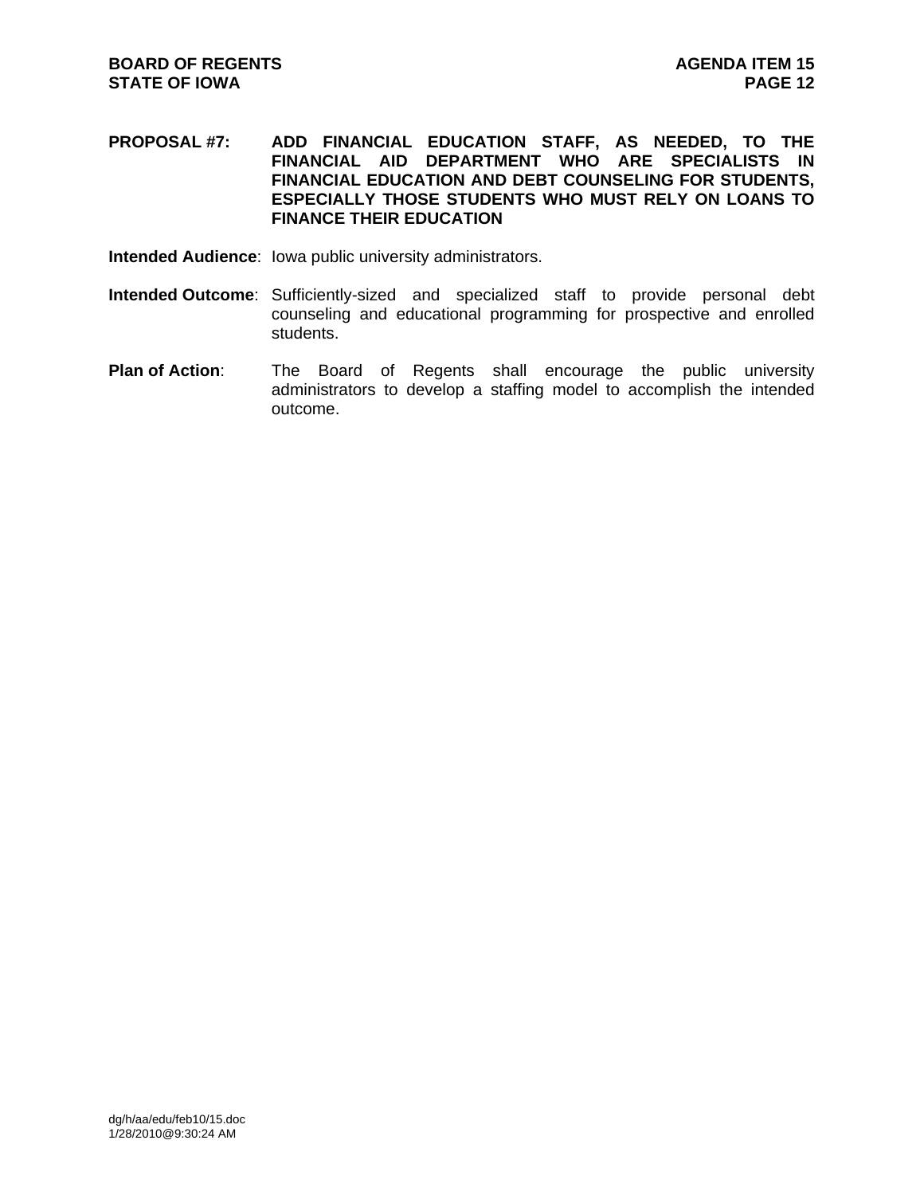**PROPOSAL #7: ADD FINANCIAL EDUCATION STAFF, AS NEEDED, TO THE FINANCIAL AID DEPARTMENT WHO ARE SPECIALISTS IN FINANCIAL EDUCATION AND DEBT COUNSELING FOR STUDENTS, ESPECIALLY THOSE STUDENTS WHO MUST RELY ON LOANS TO FINANCE THEIR EDUCATION**

**Intended Audience**: Iowa public university administrators.

**Intended Outcome**: Sufficiently-sized and specialized staff to provide personal debt counseling and educational programming for prospective and enrolled students.

**Plan of Action**: The Board of Regents shall encourage the public university administrators to develop a staffing model to accomplish the intended outcome.

dg/h/aa/edu/feb10/15.doc
1/28/2010@9:30:24 AM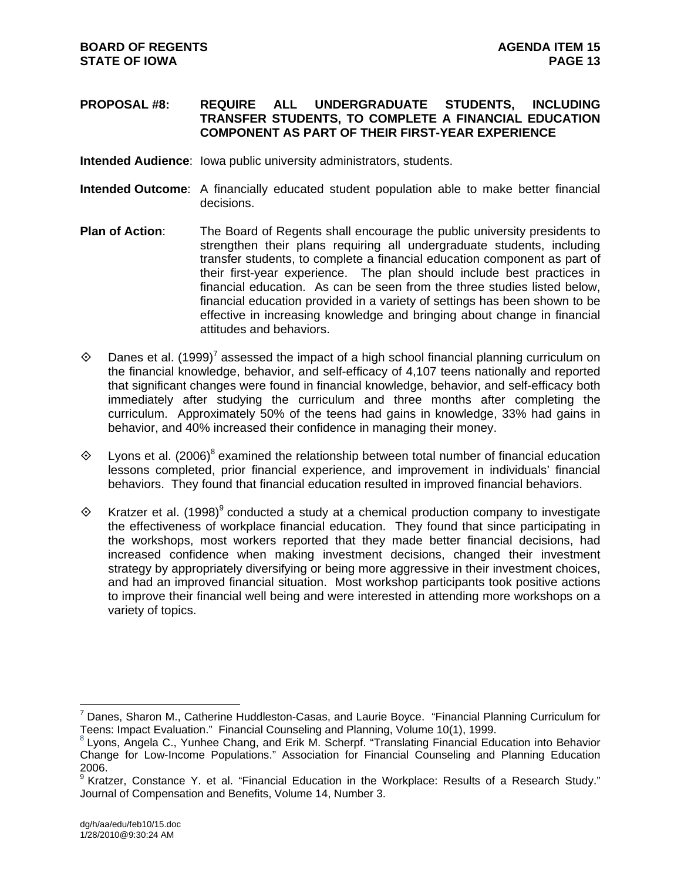**PROPOSAL #8: REQUIRE ALL UNDERGRADUATE STUDENTS, INCLUDING TRANSFER STUDENTS, TO COMPLETE A FINANCIAL EDUCATION COMPONENT AS PART OF THEIR FIRST-YEAR EXPERIENCE**

**Intended Audience**: Iowa public university administrators, students.

**Intended Outcome**: A financially educated student population able to make better financial decisions.

**Plan of Action**: The Board of Regents shall encourage the public university presidents to strengthen their plans requiring all undergraduate students, including transfer students, to complete a financial education component as part of their first-year experience. The plan should include best practices in financial education. As can be seen from the three studies listed below, financial education provided in a variety of settings has been shown to be effective in increasing knowledge and bringing about change in financial attitudes and behaviors.

- Danes et al. (1999)[7] assessed the impact of a high school financial planning curriculum on the financial knowledge, behavior, and self-efficacy of 4,107 teens nationally and reported that significant changes were found in financial knowledge, behavior, and self-efficacy both immediately after studying the curriculum and three months after completing the curriculum. Approximately 50% of the teens had gains in knowledge, 33% had gains in behavior, and 40% increased their confidence in managing their money.

- Lyons et al. (2006)[8] examined the relationship between total number of financial education lessons completed, prior financial experience, and improvement in individuals' financial behaviors. They found that financial education resulted in improved financial behaviors.

- Kratzer et al. (1998)[9] conducted a study at a chemical production company to investigate the effectiveness of workplace financial education. They found that since participating in the workshops, most workers reported that they made better financial decisions, had increased confidence when making investment decisions, changed their investment strategy by appropriately diversifying or being more aggressive in their investment choices, and had an improved financial situation. Most workshop participants took positive actions to improve their financial well being and were interested in attending more workshops on a variety of topics.

---

[7] Danes, Sharon M., Catherine Huddleston-Casas, and Laurie Boyce. "Financial Planning Curriculum for Teens: Impact Evaluation." Financial Counseling and Planning, Volume 10(1), 1999.

[8] Lyons, Angela C., Yunhee Chang, and Erik M. Scherpf. "Translating Financial Education into Behavior Change for Low-Income Populations." Association for Financial Counseling and Planning Education 2006.

[9] Kratzer, Constance Y. et al. "Financial Education in the Workplace: Results of a Research Study." Journal of Compensation and Benefits, Volume 14, Number 3.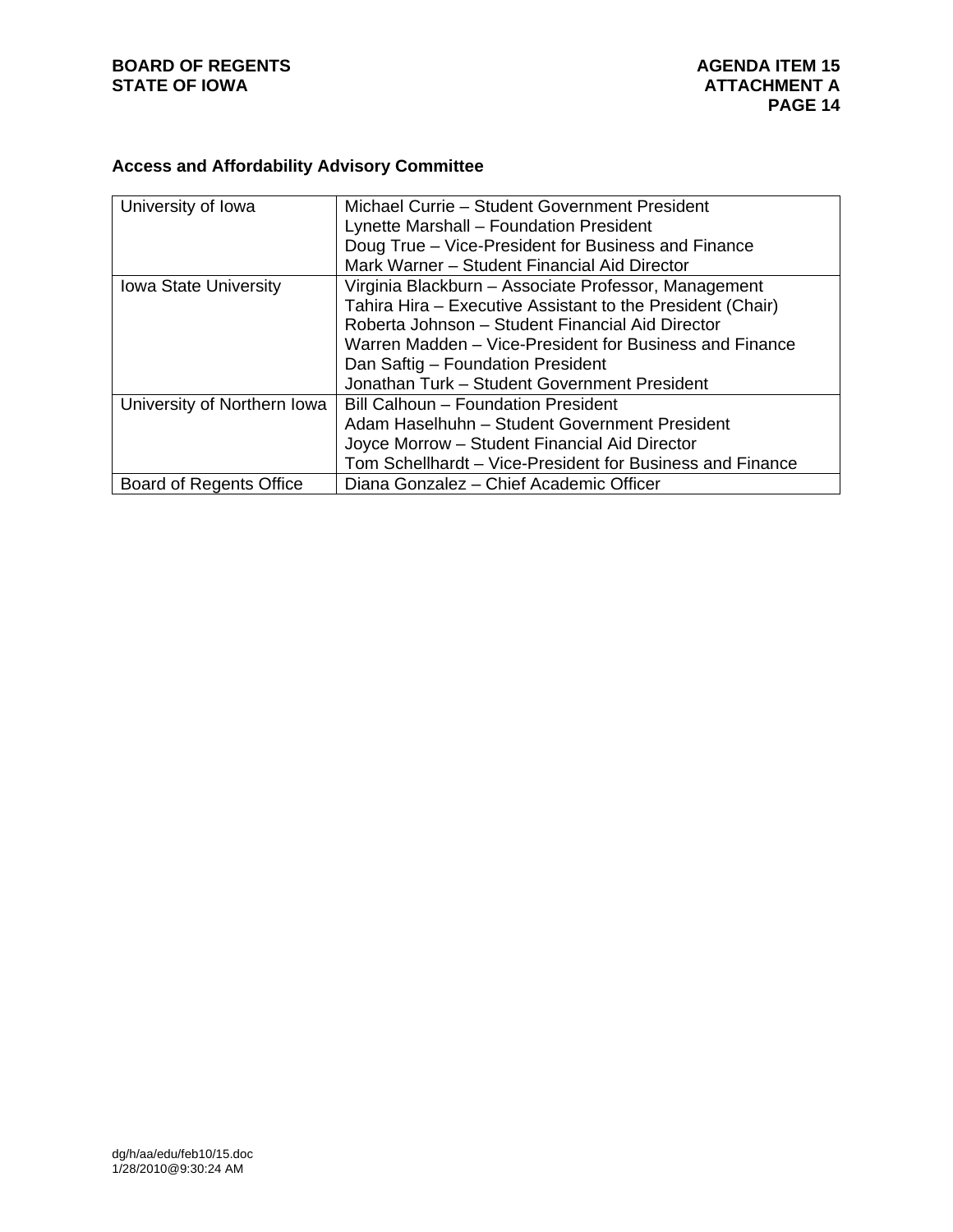**Access and Affordability Advisory Committee**

| | |
|---|---|
| University of Iowa | Michael Currie – Student Government President<br>Lynette Marshall – Foundation President<br>Doug True – Vice-President for Business and Finance<br>Mark Warner – Student Financial Aid Director |
| Iowa State University | Virginia Blackburn – Associate Professor, Management<br>Tahira Hira – Executive Assistant to the President (Chair)<br>Roberta Johnson – Student Financial Aid Director<br>Warren Madden – Vice-President for Business and Finance<br>Dan Saftig – Foundation President<br>Jonathan Turk – Student Government President |
| University of Northern Iowa | Bill Calhoun – Foundation President<br>Adam Haselhuhn – Student Government President<br>Joyce Morrow – Student Financial Aid Director<br>Tom Schellhardt – Vice-President for Business and Finance |
| Board of Regents Office | Diana Gonzalez – Chief Academic Officer |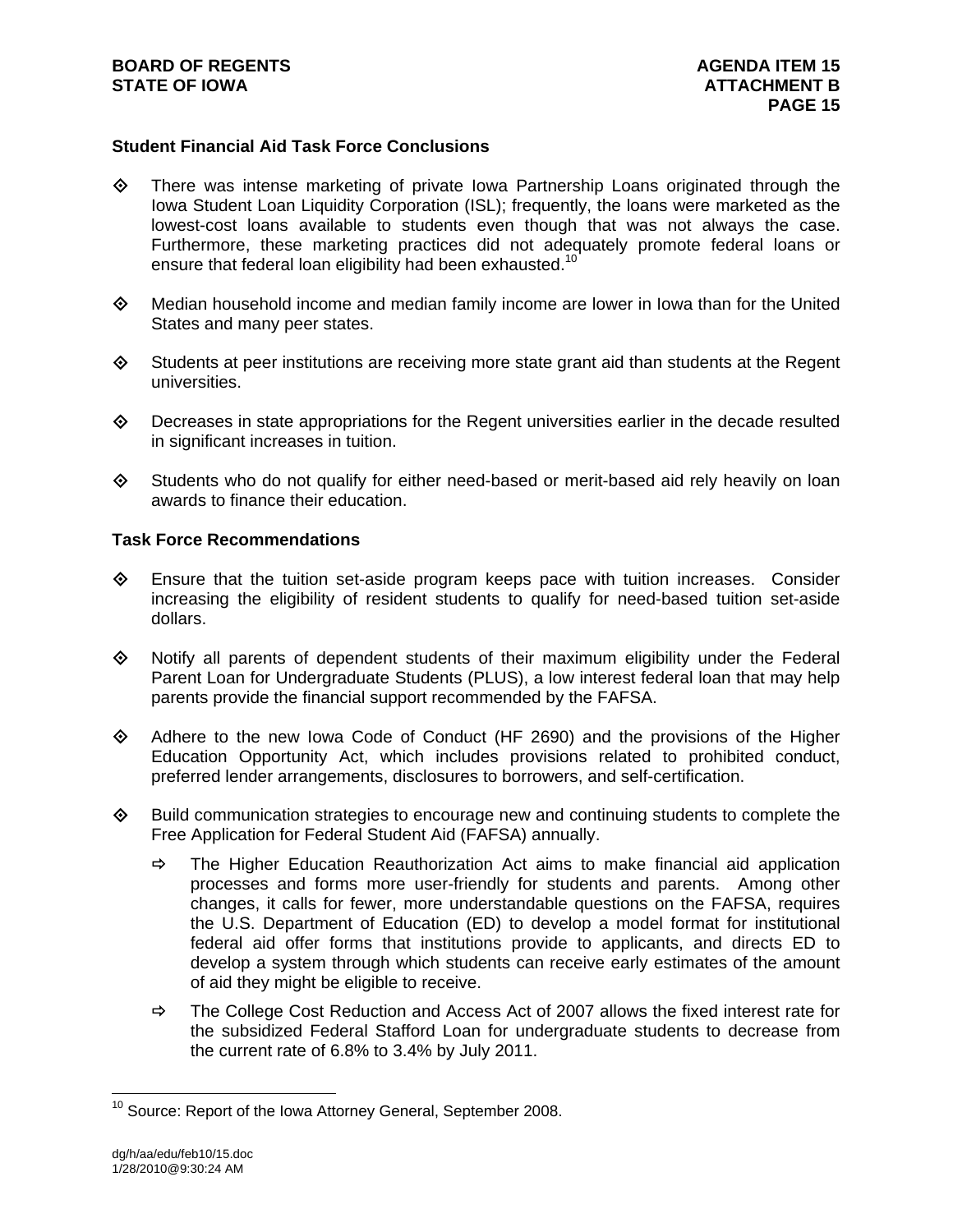**Student Financial Aid Task Force Conclusions**

- There was intense marketing of private Iowa Partnership Loans originated through the Iowa Student Loan Liquidity Corporation (ISL); frequently, the loans were marketed as the lowest-cost loans available to students even though that was not always the case. Furthermore, these marketing practices did not adequately promote federal loans or ensure that federal loan eligibility had been exhausted.[10]

- Median household income and median family income are lower in Iowa than for the United States and many peer states.

- Students at peer institutions are receiving more state grant aid than students at the Regent universities.

- Decreases in state appropriations for the Regent universities earlier in the decade resulted in significant increases in tuition.

- Students who do not qualify for either need-based or merit-based aid rely heavily on loan awards to finance their education.

**Task Force Recommendations**

- Ensure that the tuition set-aside program keeps pace with tuition increases. Consider increasing the eligibility of resident students to qualify for need-based tuition set-aside dollars.

- Notify all parents of dependent students of their maximum eligibility under the Federal Parent Loan for Undergraduate Students (PLUS), a low interest federal loan that may help parents provide the financial support recommended by the FAFSA.

- Adhere to the new Iowa Code of Conduct (HF 2690) and the provisions of the Higher Education Opportunity Act, which includes provisions related to prohibited conduct, preferred lender arrangements, disclosures to borrowers, and self-certification.

- Build communication strategies to encourage new and continuing students to complete the Free Application for Federal Student Aid (FAFSA) annually.
  - The Higher Education Reauthorization Act aims to make financial aid application processes and forms more user-friendly for students and parents. Among other changes, it calls for fewer, more understandable questions on the FAFSA, requires the U.S. Department of Education (ED) to develop a model format for institutional federal aid offer forms that institutions provide to applicants, and directs ED to develop a system through which students can receive early estimates of the amount of aid they might be eligible to receive.
  - The College Cost Reduction and Access Act of 2007 allows the fixed interest rate for the subsidized Federal Stafford Loan for undergraduate students to decrease from the current rate of 6.8% to 3.4% by July 2011.

---

[10] Source: Report of the Iowa Attorney General, September 2008.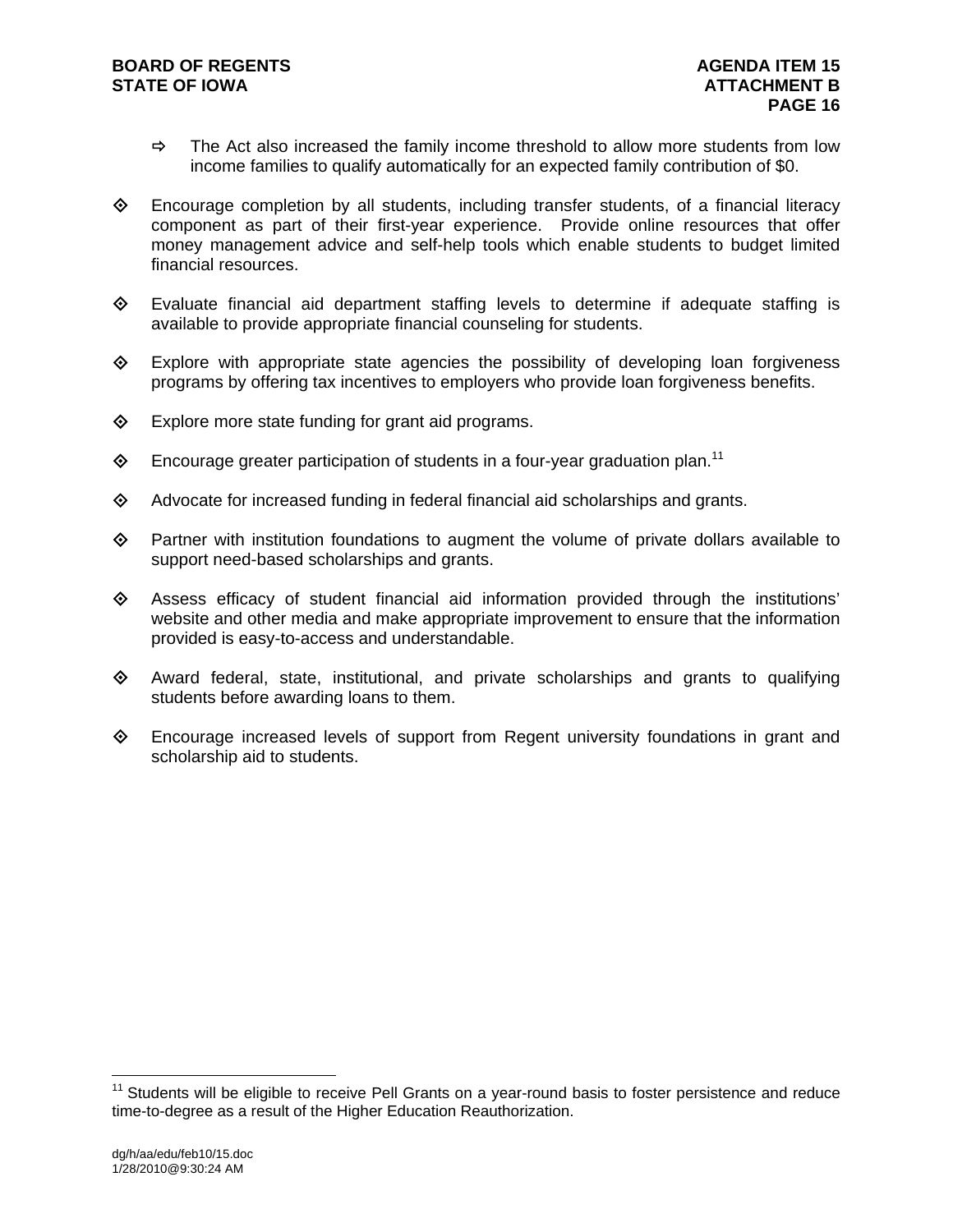- The Act also increased the family income threshold to allow more students from low income families to qualify automatically for an expected family contribution of $0.

- Encourage completion by all students, including transfer students, of a financial literacy component as part of their first-year experience. Provide online resources that offer money management advice and self-help tools which enable students to budget limited financial resources.

- Evaluate financial aid department staffing levels to determine if adequate staffing is available to provide appropriate financial counseling for students.

- Explore with appropriate state agencies the possibility of developing loan forgiveness programs by offering tax incentives to employers who provide loan forgiveness benefits.

- Explore more state funding for grant aid programs.

- Encourage greater participation of students in a four-year graduation plan.[11]

- Advocate for increased funding in federal financial aid scholarships and grants.

- Partner with institution foundations to augment the volume of private dollars available to support need-based scholarships and grants.

- Assess efficacy of student financial aid information provided through the institutions' website and other media and make appropriate improvement to ensure that the information provided is easy-to-access and understandable.

- Award federal, state, institutional, and private scholarships and grants to qualifying students before awarding loans to them.

- Encourage increased levels of support from Regent university foundations in grant and scholarship aid to students.

---

[11] Students will be eligible to receive Pell Grants on a year-round basis to foster persistence and reduce time-to-degree as a result of the Higher Education Reauthorization.

dg/h/aa/edu/feb10/15.doc
1/28/2010@9:30:24 AM